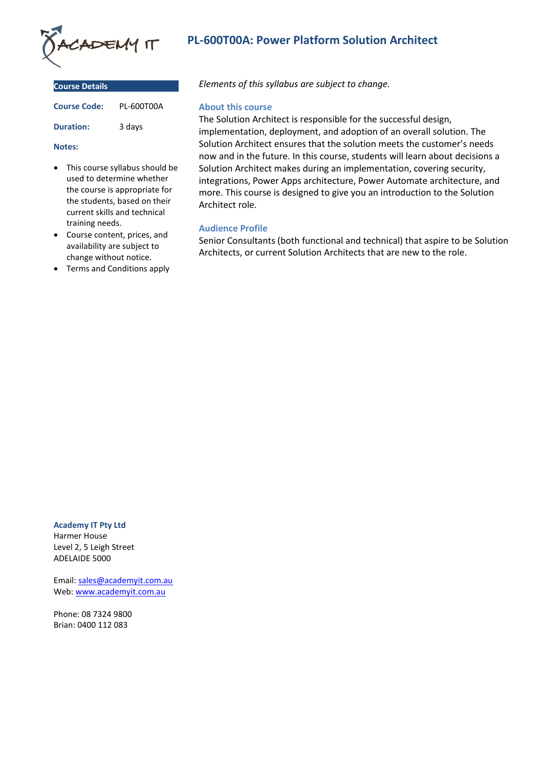# PL-600T00A: Power Platform Solution Architect

## Course Details

**Course Code:** PL-600T00A

**Duration:** 3 days

**Notes:**

- This course syllabus should be used to determine whether the course is appropriate for the students, based on their current skills and technical training needs.
- Course content, prices, and availability are subject to change without notice.
- Terms and Conditions apply

*Elements of this syllabus are subject to change.*

### About this course

The Solution Architect is responsible for the successful design, implementation, deployment, and adoption of an overall solution. The Solution Architect ensures that the solution meets the customer's needs now and in the future. In this course, students will learn about decisions a Solution Architect makes during an implementation, covering security, integrations, Power Apps architecture, Power Automate architecture, and more. This course is designed to give you an introduction to the Solution Architect role.

### Audience Profile

Senior Consultants (both functional and technical) that aspire to be Solution Architects, or current Solution Architects that are new to the role.

**Academy IT Pty Ltd**
Harmer House
Level 2, 5 Leigh Street
ADELAIDE 5000

Email: sales@academyit.com.au
Web: www.academyit.com.au

Phone: 08 7324 9800
Brian: 0400 112 083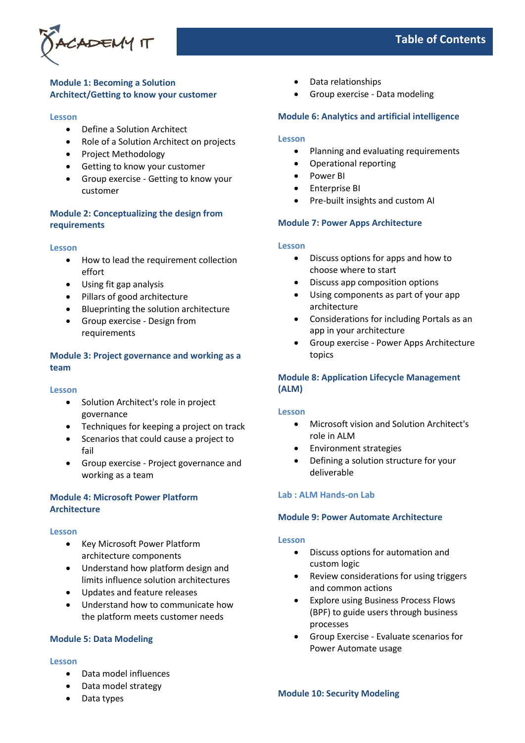# Table of Contents

## Module 1: Becoming a Solution Architect/Getting to know your customer

### Lesson

- Define a Solution Architect
- Role of a Solution Architect on projects
- Project Methodology
- Getting to know your customer
- Group exercise - Getting to know your customer

## Module 2: Conceptualizing the design from requirements

### Lesson

- How to lead the requirement collection effort
- Using fit gap analysis
- Pillars of good architecture
- Blueprinting the solution architecture
- Group exercise - Design from requirements

## Module 3: Project governance and working as a team

### Lesson

- Solution Architect's role in project governance
- Techniques for keeping a project on track
- Scenarios that could cause a project to fail
- Group exercise - Project governance and working as a team

## Module 4: Microsoft Power Platform Architecture

### Lesson

- Key Microsoft Power Platform architecture components
- Understand how platform design and limits influence solution architectures
- Updates and feature releases
- Understand how to communicate how the platform meets customer needs

## Module 5: Data Modeling

### Lesson

- Data model influences
- Data model strategy
- Data types
- Data relationships
- Group exercise - Data modeling

## Module 6: Analytics and artificial intelligence

### Lesson

- Planning and evaluating requirements
- Operational reporting
- Power BI
- Enterprise BI
- Pre-built insights and custom AI

## Module 7: Power Apps Architecture

### Lesson

- Discuss options for apps and how to choose where to start
- Discuss app composition options
- Using components as part of your app architecture
- Considerations for including Portals as an app in your architecture
- Group exercise - Power Apps Architecture topics

## Module 8: Application Lifecycle Management (ALM)

### Lesson

- Microsoft vision and Solution Architect's role in ALM
- Environment strategies
- Defining a solution structure for your deliverable

### Lab : ALM Hands-on Lab

## Module 9: Power Automate Architecture

### Lesson

- Discuss options for automation and custom logic
- Review considerations for using triggers and common actions
- Explore using Business Process Flows (BPF) to guide users through business processes
- Group Exercise - Evaluate scenarios for Power Automate usage

## Module 10: Security Modeling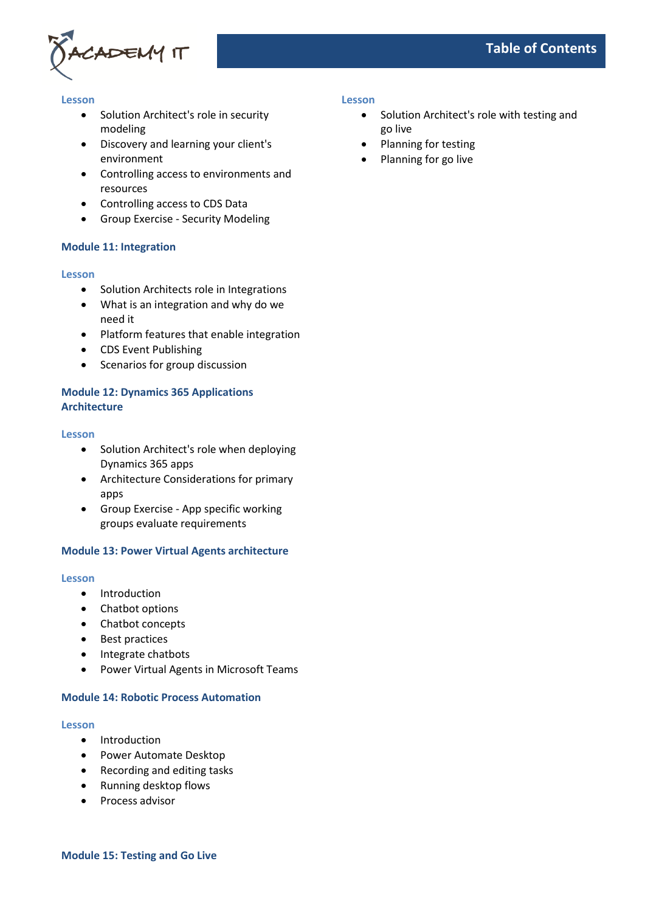### Lesson

- Solution Architect's role in security modeling
- Discovery and learning your client's environment
- Controlling access to environments and resources
- Controlling access to CDS Data
- Group Exercise - Security Modeling

## Module 11: Integration

### Lesson

- Solution Architects role in Integrations
- What is an integration and why do we need it
- Platform features that enable integration
- CDS Event Publishing
- Scenarios for group discussion

## Module 12: Dynamics 365 Applications Architecture

### Lesson

- Solution Architect's role when deploying Dynamics 365 apps
- Architecture Considerations for primary apps
- Group Exercise - App specific working groups evaluate requirements

## Module 13: Power Virtual Agents architecture

### Lesson

- Introduction
- Chatbot options
- Chatbot concepts
- Best practices
- Integrate chatbots
- Power Virtual Agents in Microsoft Teams

## Module 14: Robotic Process Automation

### Lesson

- Introduction
- Power Automate Desktop
- Recording and editing tasks
- Running desktop flows
- Process advisor

## Module 15: Testing and Go Live

### Lesson

- Solution Architect's role with testing and go live
- Planning for testing
- Planning for go live